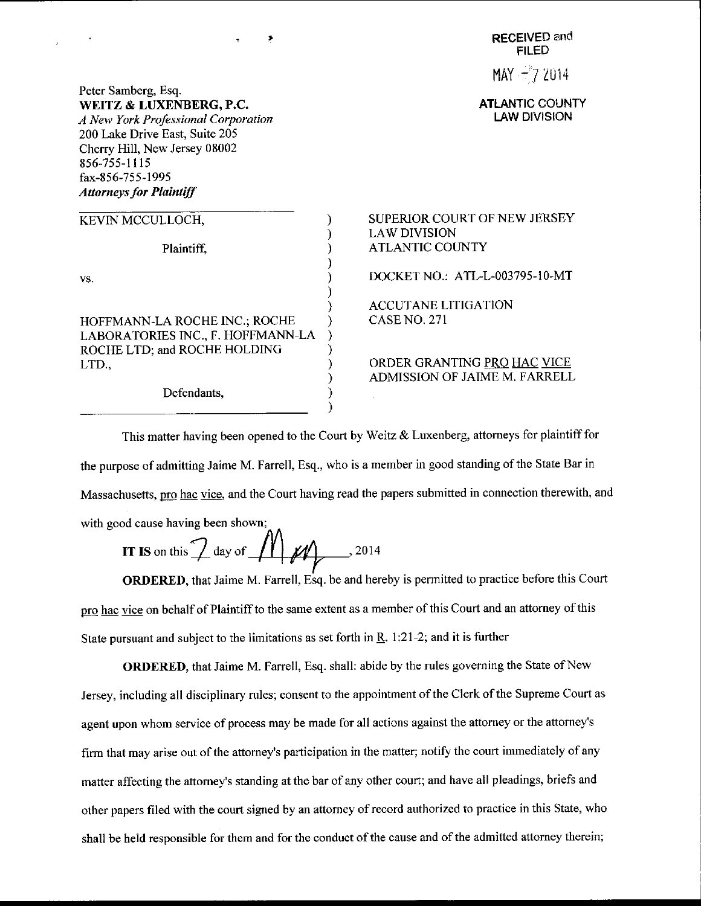RECEIVED and FILED

MAY - 7 2014

ATLANTIC COUNTY LAW DIVISION

Peter Samberg, Esq.
**WEITZ & LUXENBERG, P.C.**
*A New York Professional Corporation*
200 Lake Drive East, Suite 205
Cherry Hill, New Jersey 08002
856-755-1115
fax-856-755-1995
***Attorneys for Plaintiff***

| | |
|---|---|
| KEVIN MCCULLOCH,<br><br>Plaintiff,<br><br>vs.<br><br>HOFFMANN-LA ROCHE INC.; ROCHE LABORATORIES INC., F. HOFFMANN-LA ROCHE LTD; and ROCHE HOLDING LTD.,<br><br>Defendants, | SUPERIOR COURT OF NEW JERSEY<br>LAW DIVISION<br>ATLANTIC COUNTY<br><br>DOCKET NO.: ATL-L-003795-10-MT<br><br>ACCUTANE LITIGATION<br>CASE NO. 271<br><br>ORDER GRANTING PRO HAC VICE ADMISSION OF JAIME M. FARRELL |

This matter having been opened to the Court by Weitz & Luxenberg, attorneys for plaintiff for the purpose of admitting Jaime M. Farrell, Esq., who is a member in good standing of the State Bar in Massachusetts, pro hac vice, and the Court having read the papers submitted in connection therewith, and with good cause having been shown;

**IT IS** on this 7 day of May, 2014

**ORDERED**, that Jaime M. Farrell, Esq. be and hereby is permitted to practice before this Court pro hac vice on behalf of Plaintiff to the same extent as a member of this Court and an attorney of this State pursuant and subject to the limitations as set forth in R. 1:21-2; and it is further

**ORDERED**, that Jaime M. Farrell, Esq. shall: abide by the rules governing the State of New Jersey, including all disciplinary rules; consent to the appointment of the Clerk of the Supreme Court as agent upon whom service of process may be made for all actions against the attorney or the attorney's firm that may arise out of the attorney's participation in the matter; notify the court immediately of any matter affecting the attorney's standing at the bar of any other court; and have all pleadings, briefs and other papers filed with the court signed by an attorney of record authorized to practice in this State, who shall be held responsible for them and for the conduct of the cause and of the admitted attorney therein;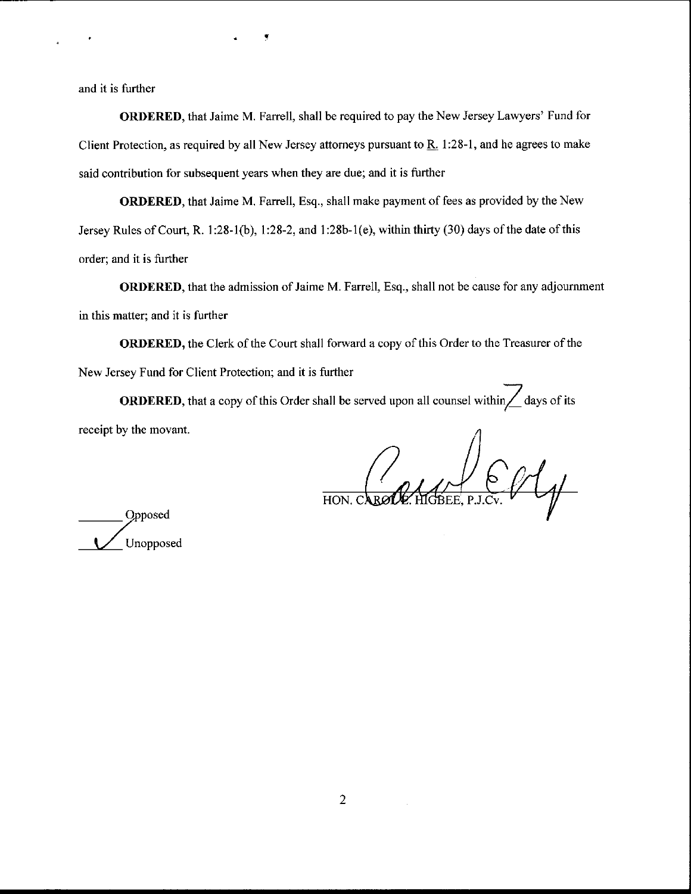and it is further

**ORDERED**, that Jaime M. Farrell, shall be required to pay the New Jersey Lawyers' Fund for Client Protection, as required by all New Jersey attorneys pursuant to R. 1:28-1, and he agrees to make said contribution for subsequent years when they are due; and it is further

**ORDERED**, that Jaime M. Farrell, Esq., shall make payment of fees as provided by the New Jersey Rules of Court, R. 1:28-1(b), 1:28-2, and 1:28b-1(e), within thirty (30) days of the date of this order; and it is further

**ORDERED**, that the admission of Jaime M. Farrell, Esq., shall not be cause for any adjournment in this matter; and it is further

**ORDERED,** the Clerk of the Court shall forward a copy of this Order to the Treasurer of the New Jersey Fund for Client Protection; and it is further

**ORDERED**, that a copy of this Order shall be served upon all counsel within 7 days of its receipt by the movant.

HON. CAROL E. HIGBEE, P.J.Cv.

_____ Opposed

__✓__ Unopposed